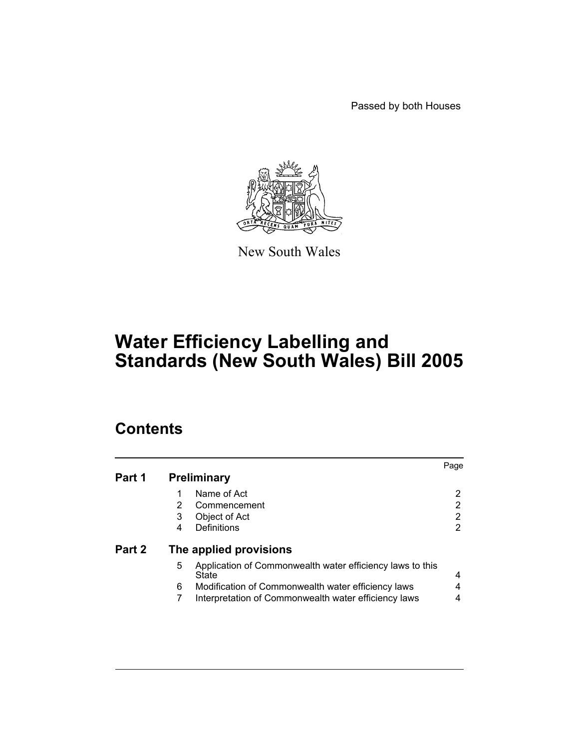Passed by both Houses

New South Wales

# Water Efficiency Labelling and Standards (New South Wales) Bill 2005

## Contents

| | | | Page |
|---|---|---|---|
| **Part 1** | **Preliminary** | | |
| | 1 | Name of Act | 2 |
| | 2 | Commencement | 2 |
| | 3 | Object of Act | 2 |
| | 4 | Definitions | 2 |
| **Part 2** | **The applied provisions** | | |
| | 5 | Application of Commonwealth water efficiency laws to this State | 4 |
| | 6 | Modification of Commonwealth water efficiency laws | 4 |
| | 7 | Interpretation of Commonwealth water efficiency laws | 4 |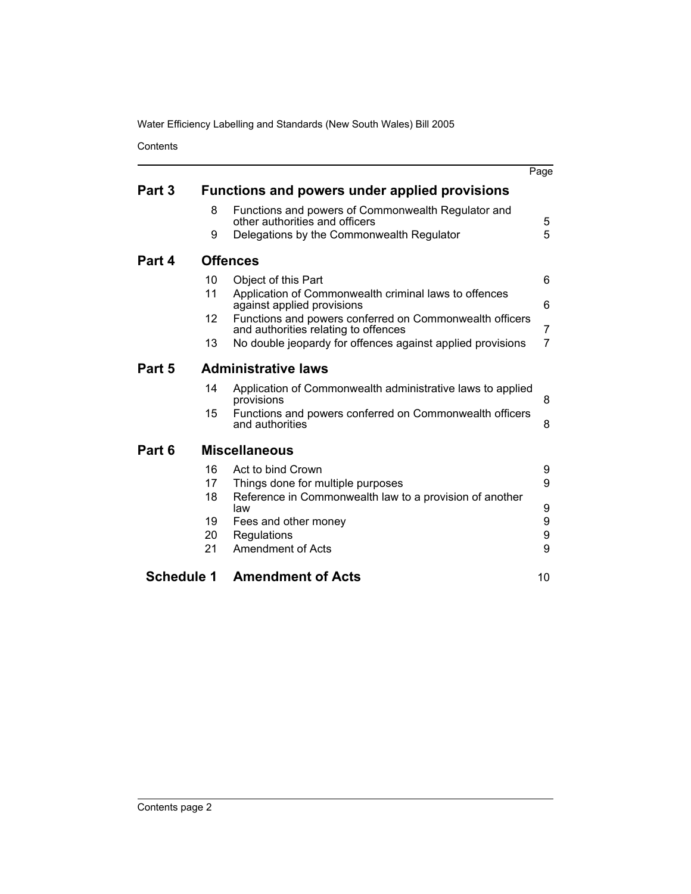| | | | Page |
|---|---|---|---|
| **Part 3** | **Functions and powers under applied provisions** | | |
| | 8 | Functions and powers of Commonwealth Regulator and other authorities and officers | 5 |
| | 9 | Delegations by the Commonwealth Regulator | 5 |
| **Part 4** | **Offences** | | |
| | 10 | Object of this Part | 6 |
| | 11 | Application of Commonwealth criminal laws to offences against applied provisions | 6 |
| | 12 | Functions and powers conferred on Commonwealth officers and authorities relating to offences | 7 |
| | 13 | No double jeopardy for offences against applied provisions | 7 |
| **Part 5** | **Administrative laws** | | |
| | 14 | Application of Commonwealth administrative laws to applied provisions | 8 |
| | 15 | Functions and powers conferred on Commonwealth officers and authorities | 8 |
| **Part 6** | **Miscellaneous** | | |
| | 16 | Act to bind Crown | 9 |
| | 17 | Things done for multiple purposes | 9 |
| | 18 | Reference in Commonwealth law to a provision of another law | 9 |
| | 19 | Fees and other money | 9 |
| | 20 | Regulations | 9 |
| | 21 | Amendment of Acts | 9 |
| **Schedule 1** | **Amendment of Acts** | | 10 |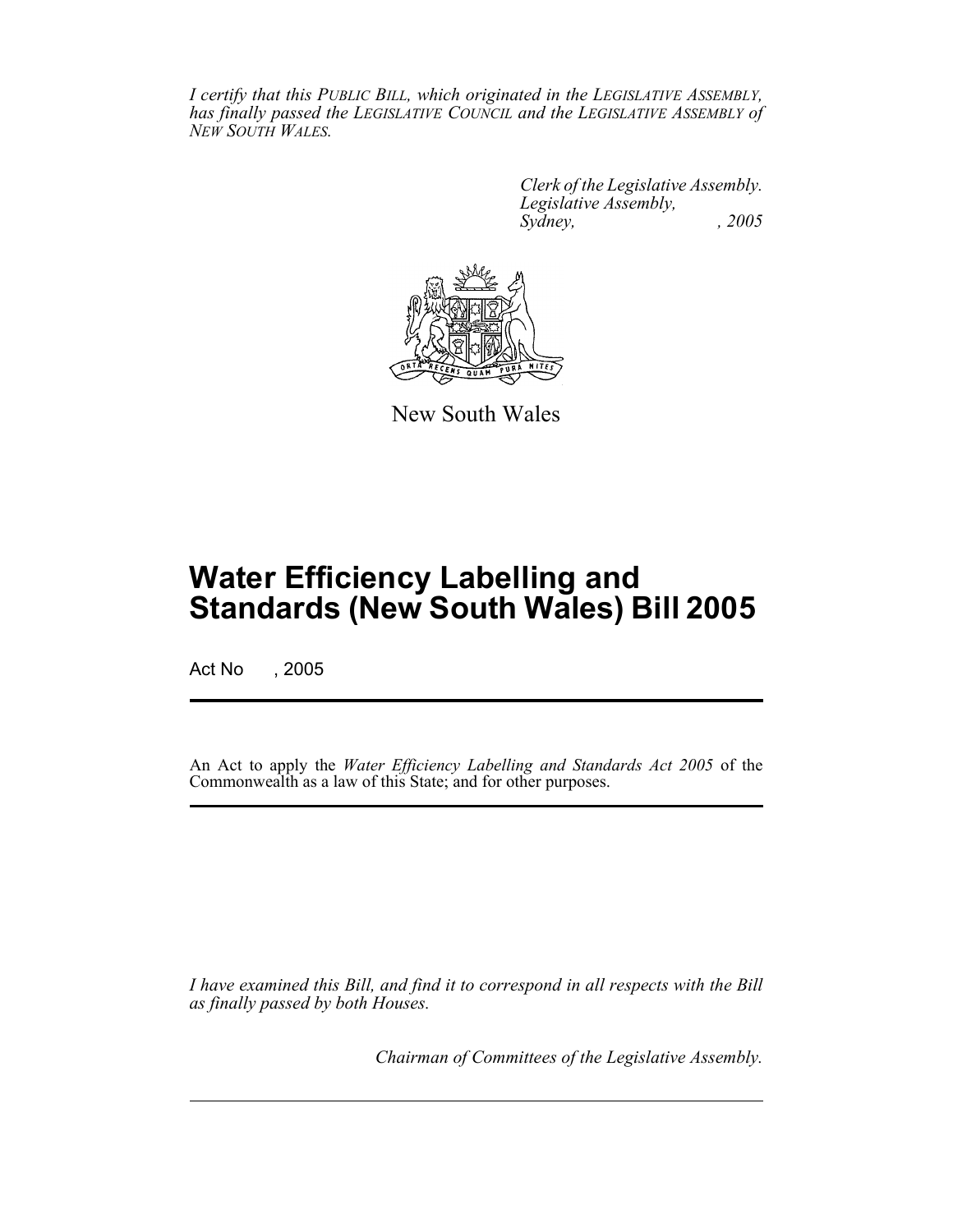*I certify that this PUBLIC BILL, which originated in the LEGISLATIVE ASSEMBLY, has finally passed the LEGISLATIVE COUNCIL and the LEGISLATIVE ASSEMBLY of NEW SOUTH WALES.*

*Clerk of the Legislative Assembly.*
*Legislative Assembly,*
*Sydney, , 2005*

New South Wales

# Water Efficiency Labelling and Standards (New South Wales) Bill 2005

Act No , 2005

An Act to apply the *Water Efficiency Labelling and Standards Act 2005* of the Commonwealth as a law of this State; and for other purposes.

*I have examined this Bill, and find it to correspond in all respects with the Bill as finally passed by both Houses.*

*Chairman of Committees of the Legislative Assembly.*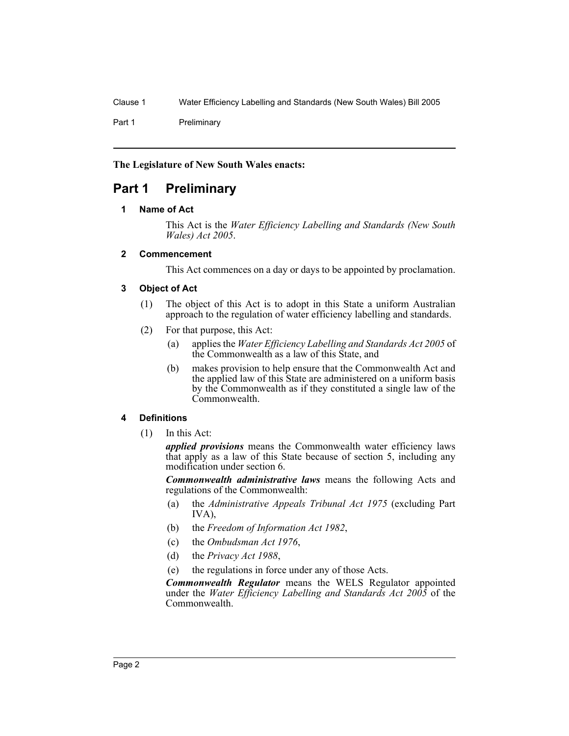**The Legislature of New South Wales enacts:**

# Part 1 Preliminary

## 1 Name of Act

This Act is the *Water Efficiency Labelling and Standards (New South Wales) Act 2005*.

## 2 Commencement

This Act commences on a day or days to be appointed by proclamation.

## 3 Object of Act

(1) The object of this Act is to adopt in this State a uniform Australian approach to the regulation of water efficiency labelling and standards.

(2) For that purpose, this Act:

(a) applies the *Water Efficiency Labelling and Standards Act 2005* of the Commonwealth as a law of this State, and

(b) makes provision to help ensure that the Commonwealth Act and the applied law of this State are administered on a uniform basis by the Commonwealth as if they constituted a single law of the Commonwealth.

## 4 Definitions

(1) In this Act:

***applied provisions*** means the Commonwealth water efficiency laws that apply as a law of this State because of section 5, including any modification under section 6.

***Commonwealth administrative laws*** means the following Acts and regulations of the Commonwealth:

(a) the *Administrative Appeals Tribunal Act 1975* (excluding Part IVA),

(b) the *Freedom of Information Act 1982*,

(c) the *Ombudsman Act 1976*,

(d) the *Privacy Act 1988*,

(e) the regulations in force under any of those Acts.

***Commonwealth Regulator*** means the WELS Regulator appointed under the *Water Efficiency Labelling and Standards Act 2005* of the Commonwealth.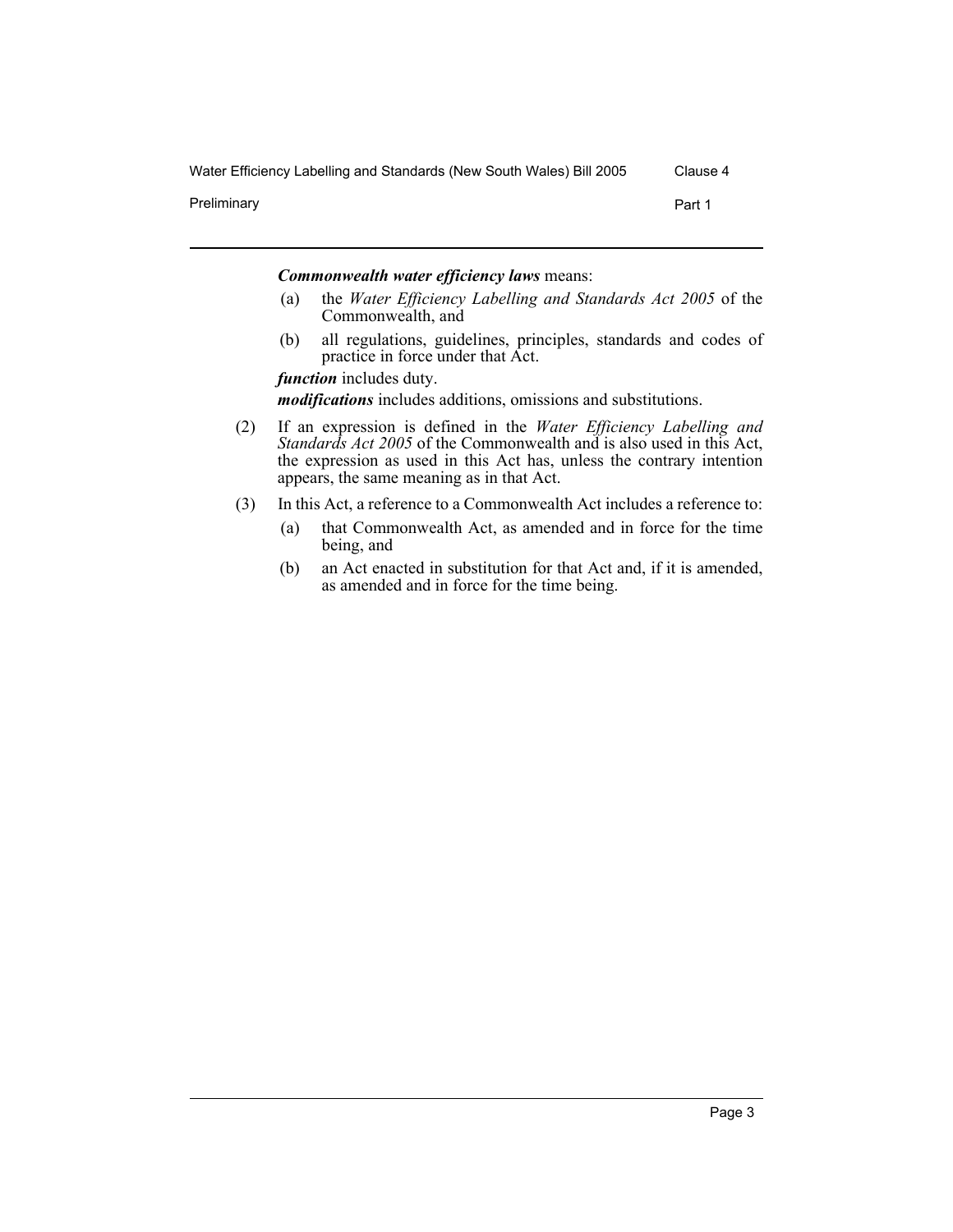***Commonwealth water efficiency laws*** means:

(a) the *Water Efficiency Labelling and Standards Act 2005* of the Commonwealth, and

(b) all regulations, guidelines, principles, standards and codes of practice in force under that Act.

***function*** includes duty.

***modifications*** includes additions, omissions and substitutions.

(2) If an expression is defined in the *Water Efficiency Labelling and Standards Act 2005* of the Commonwealth and is also used in this Act, the expression as used in this Act has, unless the contrary intention appears, the same meaning as in that Act.

(3) In this Act, a reference to a Commonwealth Act includes a reference to:

(a) that Commonwealth Act, as amended and in force for the time being, and

(b) an Act enacted in substitution for that Act and, if it is amended, as amended and in force for the time being.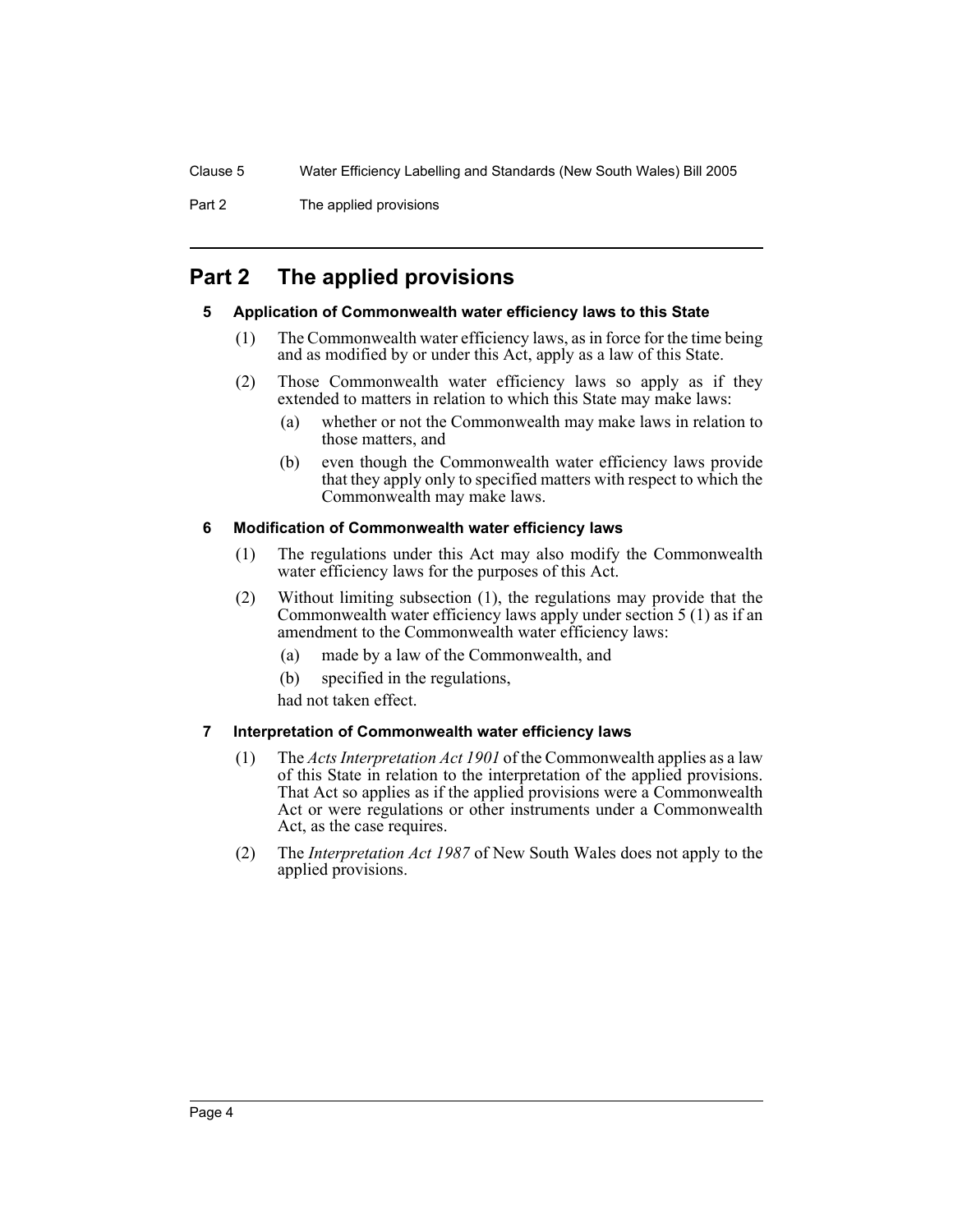## Part 2 The applied provisions

### 5 Application of Commonwealth water efficiency laws to this State

(1) The Commonwealth water efficiency laws, as in force for the time being and as modified by or under this Act, apply as a law of this State.

(2) Those Commonwealth water efficiency laws so apply as if they extended to matters in relation to which this State may make laws:

(a) whether or not the Commonwealth may make laws in relation to those matters, and

(b) even though the Commonwealth water efficiency laws provide that they apply only to specified matters with respect to which the Commonwealth may make laws.

### 6 Modification of Commonwealth water efficiency laws

(1) The regulations under this Act may also modify the Commonwealth water efficiency laws for the purposes of this Act.

(2) Without limiting subsection (1), the regulations may provide that the Commonwealth water efficiency laws apply under section 5 (1) as if an amendment to the Commonwealth water efficiency laws:

(a) made by a law of the Commonwealth, and

(b) specified in the regulations,

had not taken effect.

### 7 Interpretation of Commonwealth water efficiency laws

(1) The *Acts Interpretation Act 1901* of the Commonwealth applies as a law of this State in relation to the interpretation of the applied provisions. That Act so applies as if the applied provisions were a Commonwealth Act or were regulations or other instruments under a Commonwealth Act, as the case requires.

(2) The *Interpretation Act 1987* of New South Wales does not apply to the applied provisions.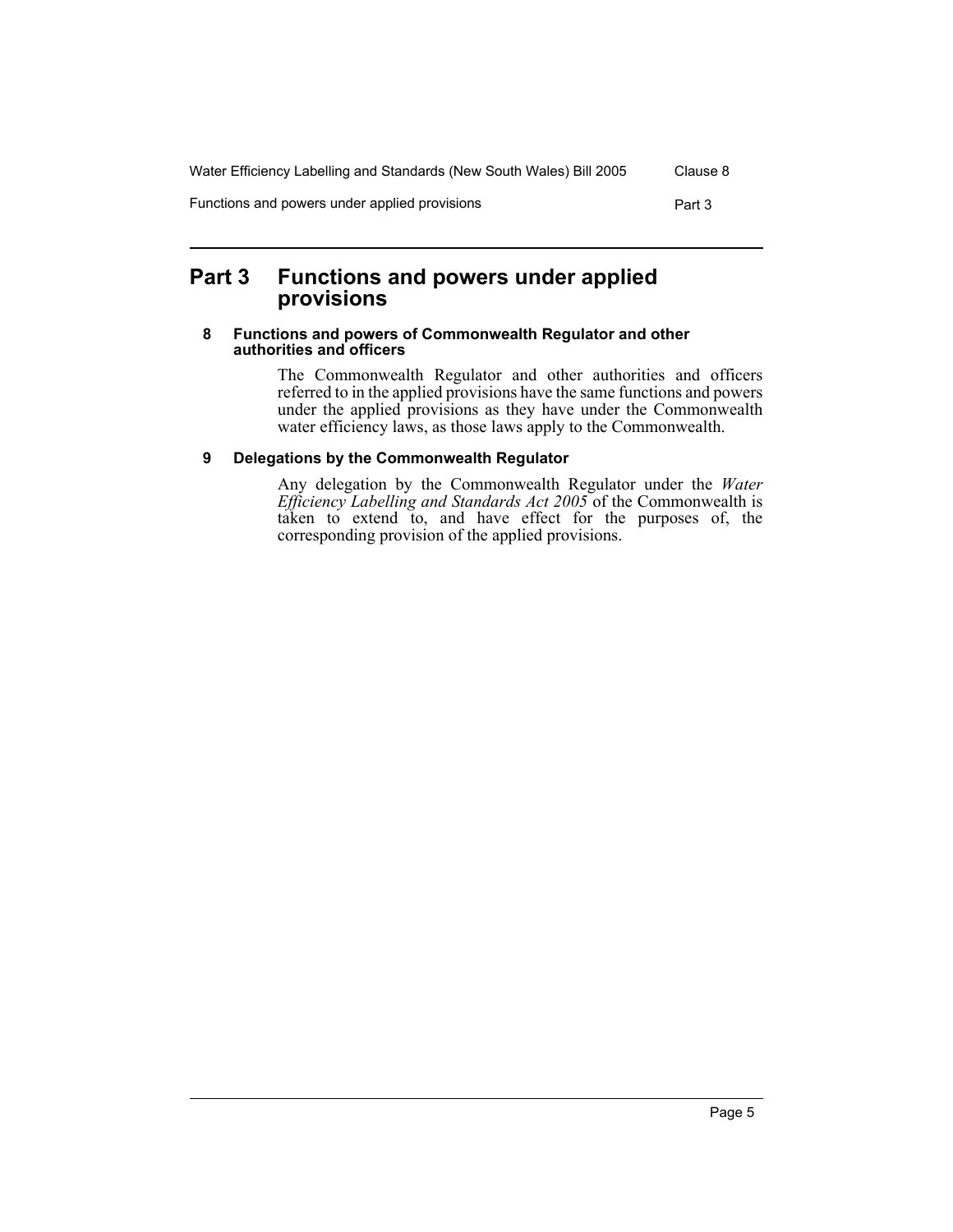# Part 3 Functions and powers under applied provisions

### 8 Functions and powers of Commonwealth Regulator and other authorities and officers

The Commonwealth Regulator and other authorities and officers referred to in the applied provisions have the same functions and powers under the applied provisions as they have under the Commonwealth water efficiency laws, as those laws apply to the Commonwealth.

### 9 Delegations by the Commonwealth Regulator

Any delegation by the Commonwealth Regulator under the *Water Efficiency Labelling and Standards Act 2005* of the Commonwealth is taken to extend to, and have effect for the purposes of, the corresponding provision of the applied provisions.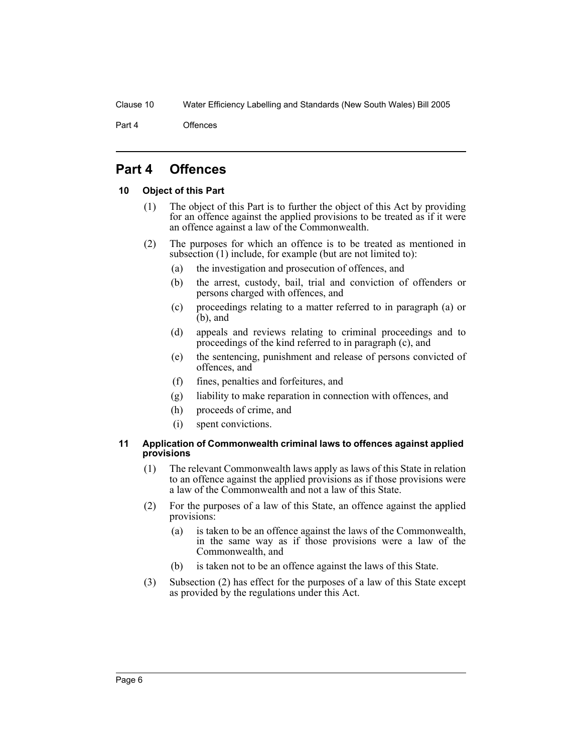# Part 4 Offences

## 10 Object of this Part

(1) The object of this Part is to further the object of this Act by providing for an offence against the applied provisions to be treated as if it were an offence against a law of the Commonwealth.

(2) The purposes for which an offence is to be treated as mentioned in subsection (1) include, for example (but are not limited to):

- (a) the investigation and prosecution of offences, and
- (b) the arrest, custody, bail, trial and conviction of offenders or persons charged with offences, and
- (c) proceedings relating to a matter referred to in paragraph (a) or (b), and
- (d) appeals and reviews relating to criminal proceedings and to proceedings of the kind referred to in paragraph (c), and
- (e) the sentencing, punishment and release of persons convicted of offences, and
- (f) fines, penalties and forfeitures, and
- (g) liability to make reparation in connection with offences, and
- (h) proceeds of crime, and
- (i) spent convictions.

## 11 Application of Commonwealth criminal laws to offences against applied provisions

(1) The relevant Commonwealth laws apply as laws of this State in relation to an offence against the applied provisions as if those provisions were a law of the Commonwealth and not a law of this State.

(2) For the purposes of a law of this State, an offence against the applied provisions:

- (a) is taken to be an offence against the laws of the Commonwealth, in the same way as if those provisions were a law of the Commonwealth, and
- (b) is taken not to be an offence against the laws of this State.

(3) Subsection (2) has effect for the purposes of a law of this State except as provided by the regulations under this Act.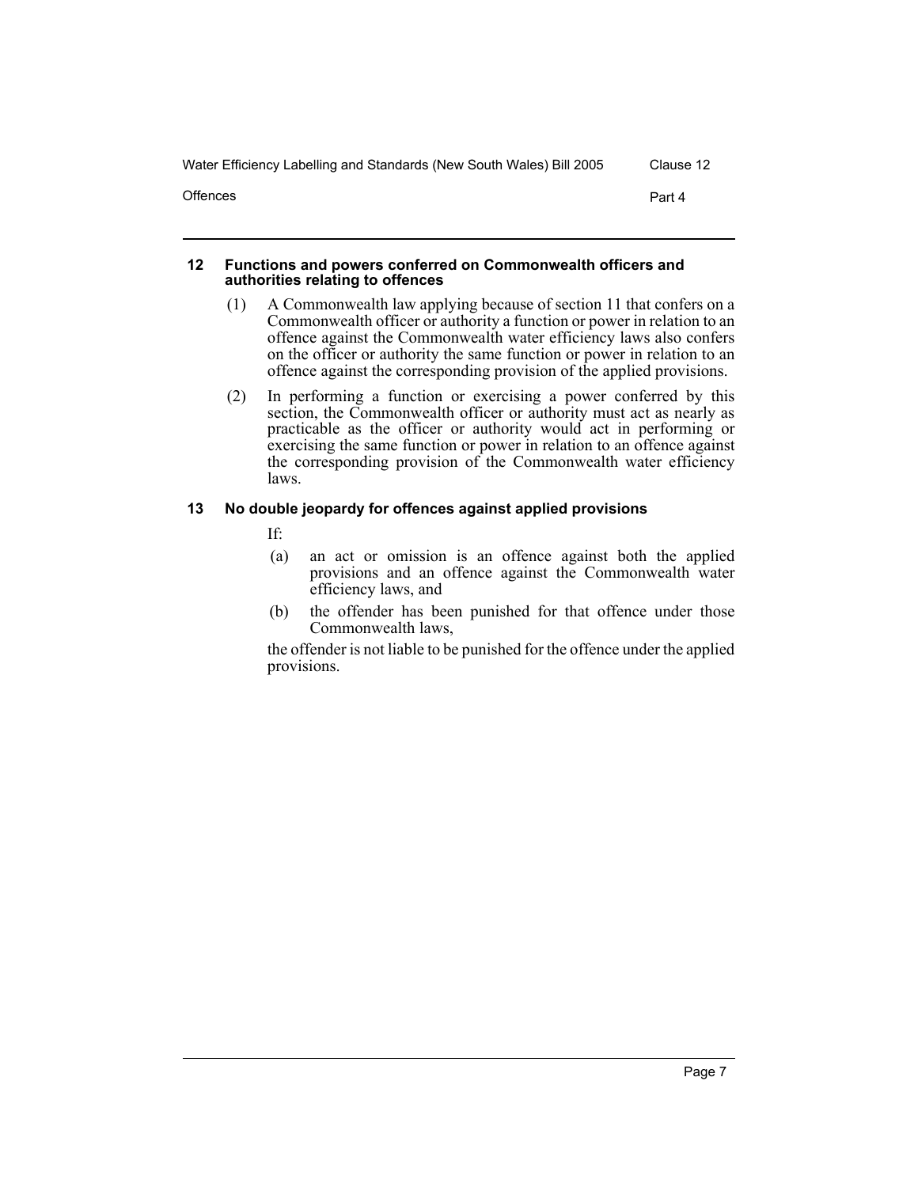### 12 Functions and powers conferred on Commonwealth officers and authorities relating to offences

(1) A Commonwealth law applying because of section 11 that confers on a Commonwealth officer or authority a function or power in relation to an offence against the Commonwealth water efficiency laws also confers on the officer or authority the same function or power in relation to an offence against the corresponding provision of the applied provisions.

(2) In performing a function or exercising a power conferred by this section, the Commonwealth officer or authority must act as nearly as practicable as the officer or authority would act in performing or exercising the same function or power in relation to an offence against the corresponding provision of the Commonwealth water efficiency laws.

### 13 No double jeopardy for offences against applied provisions

If:

(a) an act or omission is an offence against both the applied provisions and an offence against the Commonwealth water efficiency laws, and

(b) the offender has been punished for that offence under those Commonwealth laws,

the offender is not liable to be punished for the offence under the applied provisions.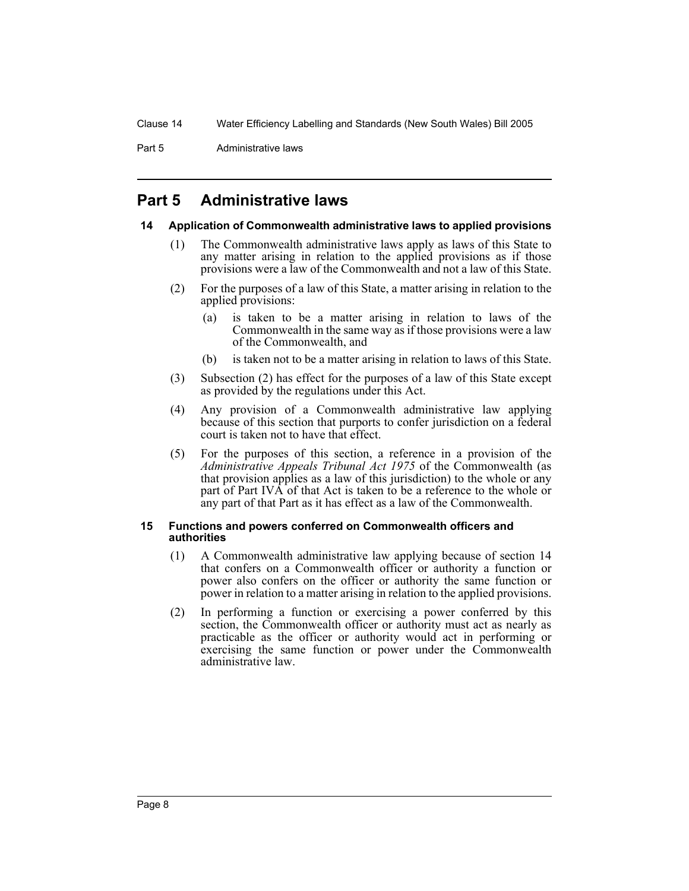# Part 5 Administrative laws

### 14 Application of Commonwealth administrative laws to applied provisions

(1) The Commonwealth administrative laws apply as laws of this State to any matter arising in relation to the applied provisions as if those provisions were a law of the Commonwealth and not a law of this State.

(2) For the purposes of a law of this State, a matter arising in relation to the applied provisions:

- (a) is taken to be a matter arising in relation to laws of the Commonwealth in the same way as if those provisions were a law of the Commonwealth, and
- (b) is taken not to be a matter arising in relation to laws of this State.

(3) Subsection (2) has effect for the purposes of a law of this State except as provided by the regulations under this Act.

(4) Any provision of a Commonwealth administrative law applying because of this section that purports to confer jurisdiction on a federal court is taken not to have that effect.

(5) For the purposes of this section, a reference in a provision of the *Administrative Appeals Tribunal Act 1975* of the Commonwealth (as that provision applies as a law of this jurisdiction) to the whole or any part of Part IVA of that Act is taken to be a reference to the whole or any part of that Part as it has effect as a law of the Commonwealth.

### 15 Functions and powers conferred on Commonwealth officers and authorities

(1) A Commonwealth administrative law applying because of section 14 that confers on a Commonwealth officer or authority a function or power also confers on the officer or authority the same function or power in relation to a matter arising in relation to the applied provisions.

(2) In performing a function or exercising a power conferred by this section, the Commonwealth officer or authority must act as nearly as practicable as the officer or authority would act in performing or exercising the same function or power under the Commonwealth administrative law.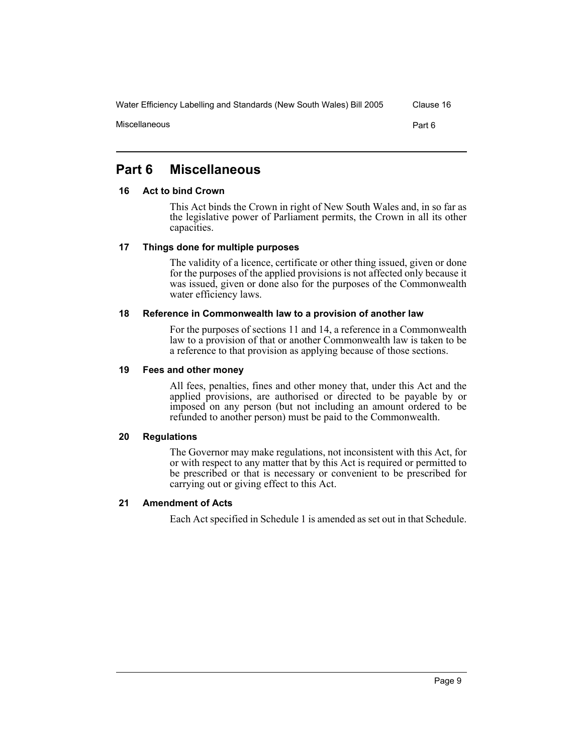# Part 6 Miscellaneous

### 16 Act to bind Crown

This Act binds the Crown in right of New South Wales and, in so far as the legislative power of Parliament permits, the Crown in all its other capacities.

### 17 Things done for multiple purposes

The validity of a licence, certificate or other thing issued, given or done for the purposes of the applied provisions is not affected only because it was issued, given or done also for the purposes of the Commonwealth water efficiency laws.

### 18 Reference in Commonwealth law to a provision of another law

For the purposes of sections 11 and 14, a reference in a Commonwealth law to a provision of that or another Commonwealth law is taken to be a reference to that provision as applying because of those sections.

### 19 Fees and other money

All fees, penalties, fines and other money that, under this Act and the applied provisions, are authorised or directed to be payable by or imposed on any person (but not including an amount ordered to be refunded to another person) must be paid to the Commonwealth.

### 20 Regulations

The Governor may make regulations, not inconsistent with this Act, for or with respect to any matter that by this Act is required or permitted to be prescribed or that is necessary or convenient to be prescribed for carrying out or giving effect to this Act.

### 21 Amendment of Acts

Each Act specified in Schedule 1 is amended as set out in that Schedule.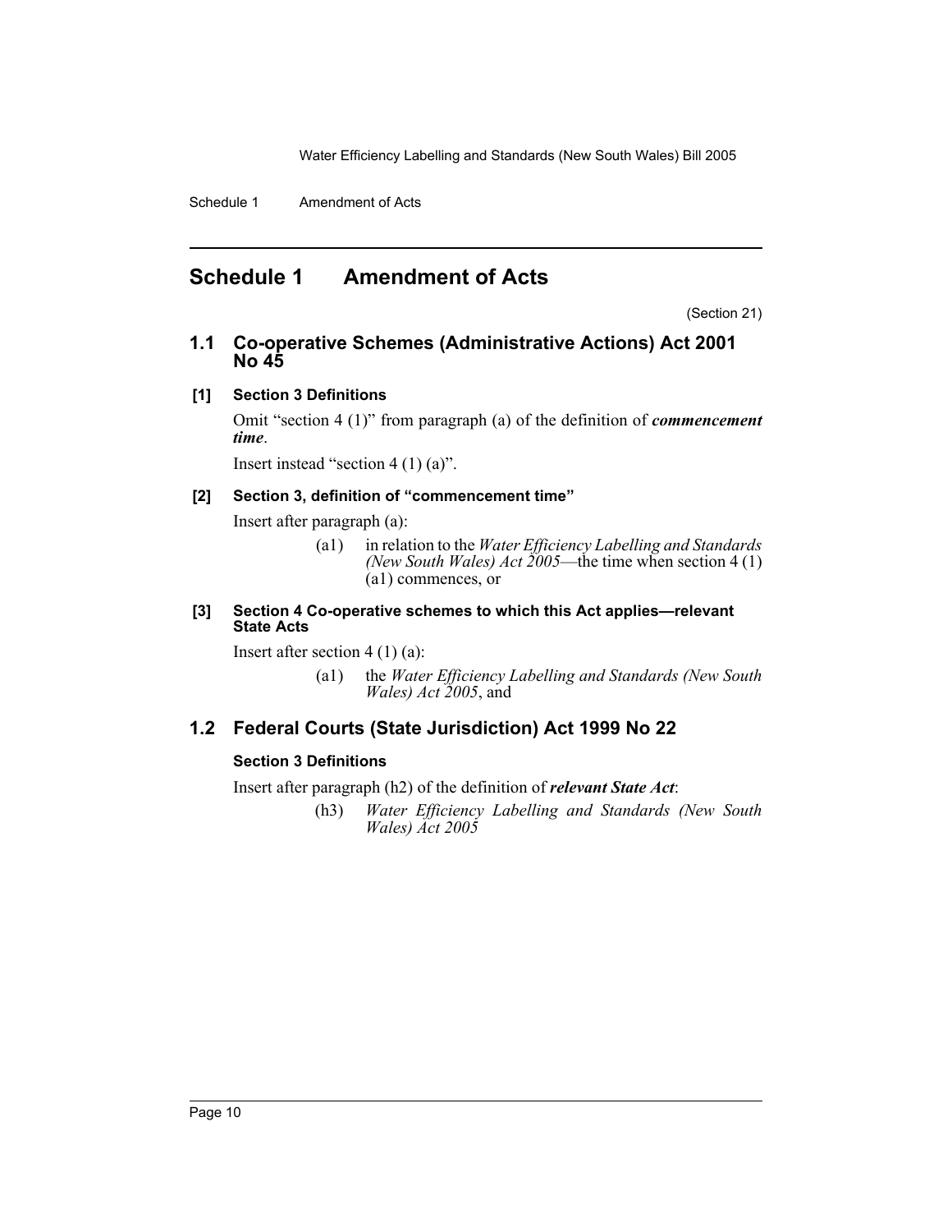# Schedule 1 Amendment of Acts

(Section 21)

## 1.1 Co-operative Schemes (Administrative Actions) Act 2001 No 45

### [1] Section 3 Definitions

Omit "section 4 (1)" from paragraph (a) of the definition of ***commencement time***.

Insert instead "section 4 (1) (a)".

### [2] Section 3, definition of "commencement time"

Insert after paragraph (a):

> (a1) in relation to the *Water Efficiency Labelling and Standards (New South Wales) Act 2005*—the time when section 4 (1) (a1) commences, or

### [3] Section 4 Co-operative schemes to which this Act applies—relevant State Acts

Insert after section 4 (1) (a):

> (a1) the *Water Efficiency Labelling and Standards (New South Wales) Act 2005*, and

## 1.2 Federal Courts (State Jurisdiction) Act 1999 No 22

### Section 3 Definitions

Insert after paragraph (h2) of the definition of ***relevant State Act***:

> (h3) *Water Efficiency Labelling and Standards (New South Wales) Act 2005*